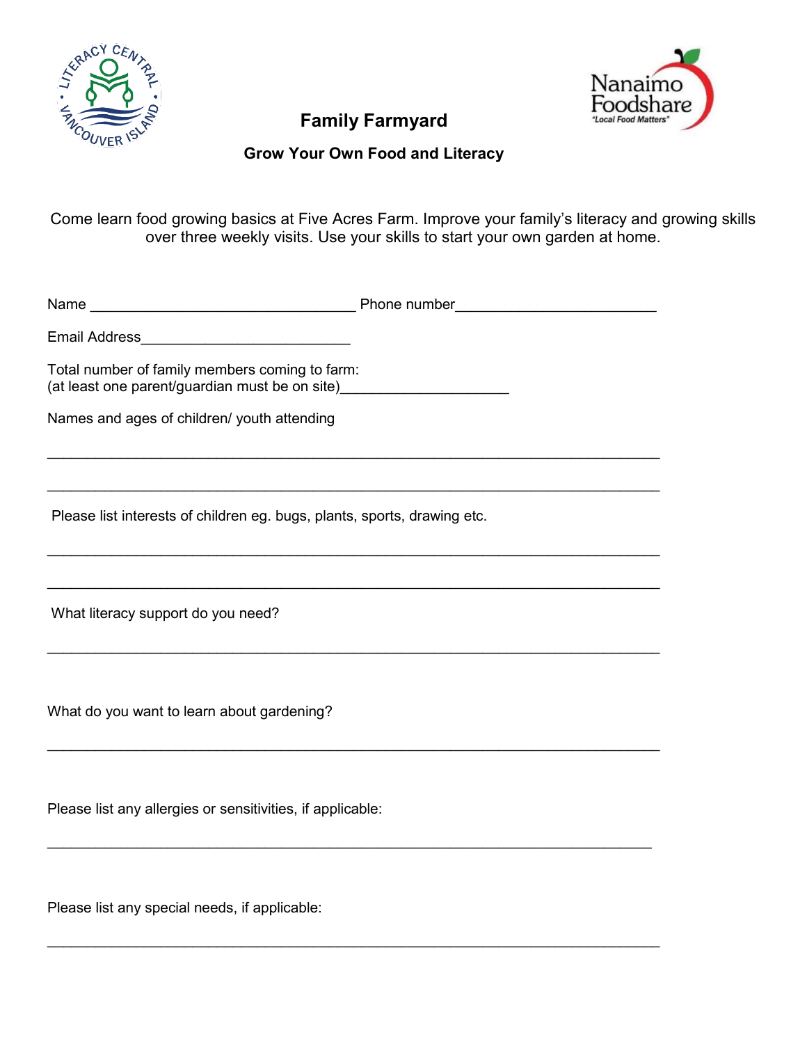# Family Farmyard

## Grow Your Own Food and Literacy

Come learn food growing basics at Five Acres Farm. Improve your family's literacy and growing skills over three weekly visits. Use your skills to start your own garden at home.

Name _________________________________ Phone number_________________________

Email Address__________________________

Total number of family members coming to farm:
(at least one parent/guardian must be on site)____________________

Names and ages of children/ youth attending

_____________________________________________________________________________

_____________________________________________________________________________

Please list interests of children eg. bugs, plants, sports, drawing etc.

_____________________________________________________________________________

_____________________________________________________________________________

What literacy support do you need?

_____________________________________________________________________________

What do you want to learn about gardening?

_____________________________________________________________________________

Please list any allergies or sensitivities, if applicable:

_____________________________________________________________________________

Please list any special needs, if applicable:

_____________________________________________________________________________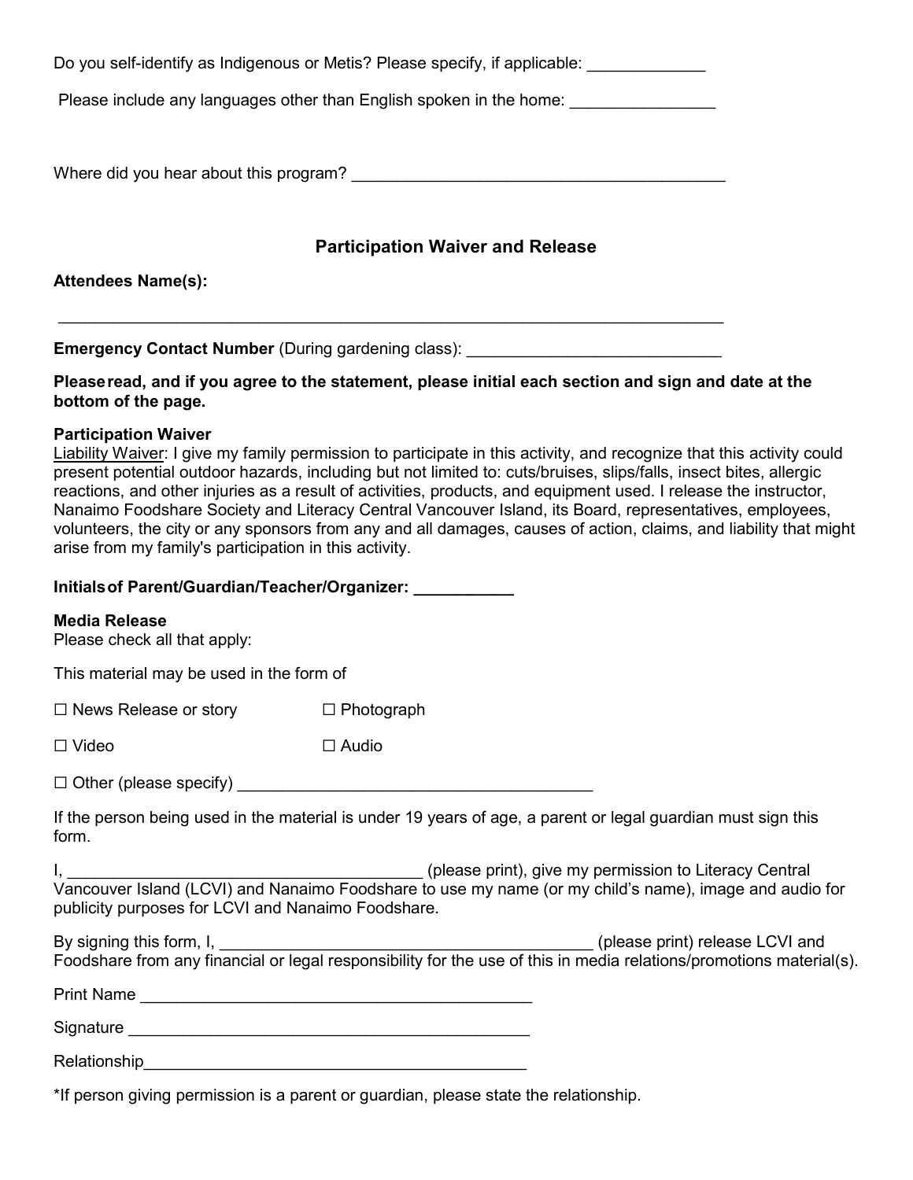Do you self-identify as Indigenous or Metis? Please specify, if applicable: _____________

Please include any languages other than English spoken in the home: ________________

Where did you hear about this program? ________________________________________

## Participation Waiver and Release

**Attendees Name(s):**

_____________________________________________________________________________

**Emergency Contact Number** (During gardening class): ____________________________

**Please read, and if you agree to the statement, please initial each section and sign and date at the bottom of the page.**

**Participation Waiver**

Liability Waiver: I give my family permission to participate in this activity, and recognize that this activity could present potential outdoor hazards, including but not limited to: cuts/bruises, slips/falls, insect bites, allergic reactions, and other injuries as a result of activities, products, and equipment used. I release the instructor, Nanaimo Foodshare Society and Literacy Central Vancouver Island, its Board, representatives, employees, volunteers, the city or any sponsors from any and all damages, causes of action, claims, and liability that might arise from my family's participation in this activity.

**Initials of Parent/Guardian/Teacher/Organizer: ___________**

**Media Release**

Please check all that apply:

This material may be used in the form of

☐ News Release or story ☐ Photograph

☐ Video ☐ Audio

☐ Other (please specify) _______________________________________

If the person being used in the material is under 19 years of age, a parent or legal guardian must sign this form.

I, _______________________________________ (please print), give my permission to Literacy Central Vancouver Island (LCVI) and Nanaimo Foodshare to use my name (or my child's name), image and audio for publicity purposes for LCVI and Nanaimo Foodshare.

By signing this form, I, _________________________________________ (please print) release LCVI and Foodshare from any financial or legal responsibility for the use of this in media relations/promotions material(s).

Print Name ___________________________________________

Signature ____________________________________________

Relationship__________________________________________

*If person giving permission is a parent or guardian, please state the relationship.